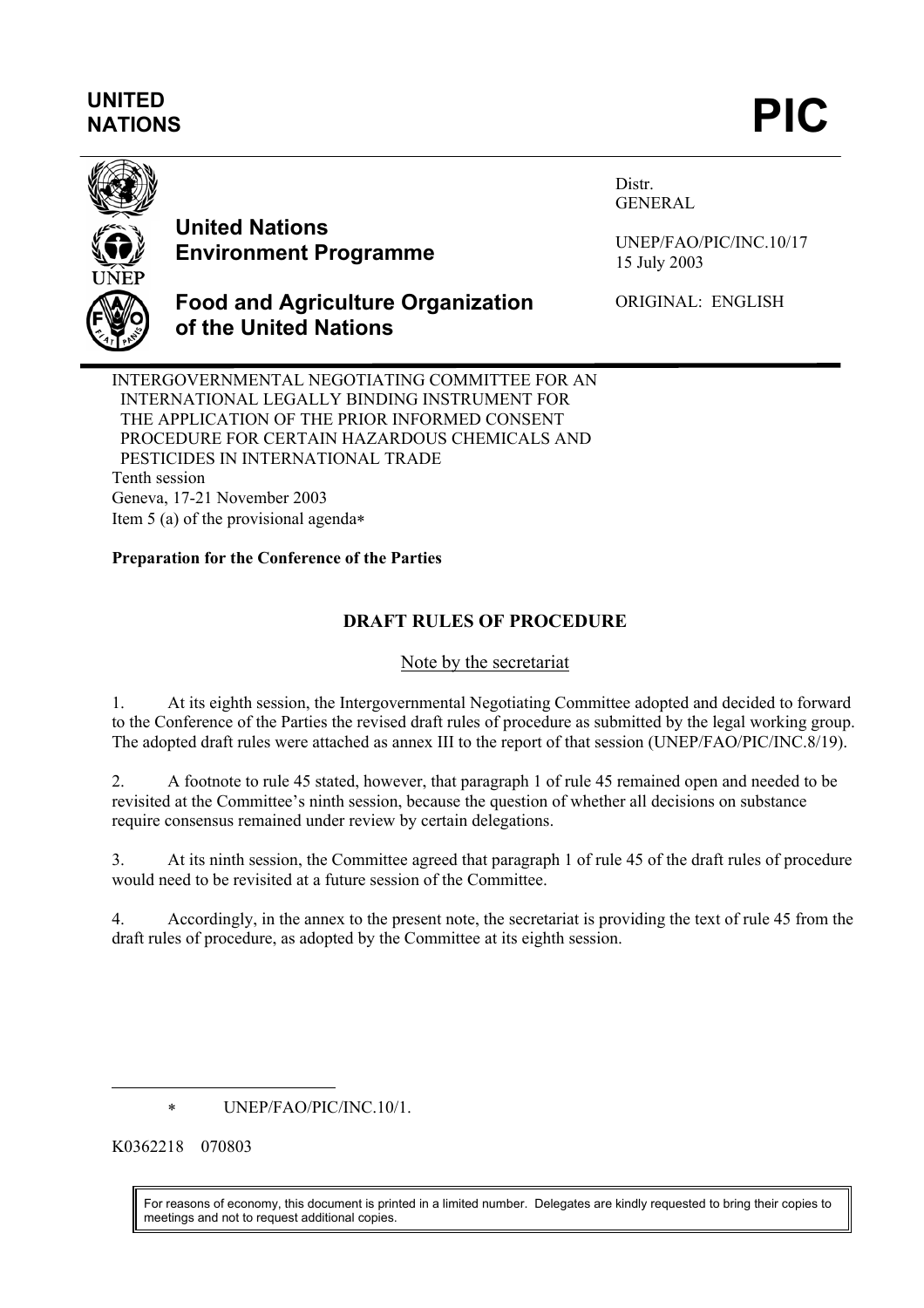UNITED NATIONS

# PIC

**United Nations Environment Programme**

**Food and Agriculture Organization of the United Nations**

Distr.
GENERAL

UNEP/FAO/PIC/INC.10/17
15 July 2003

ORIGINAL: ENGLISH

INTERGOVERNMENTAL NEGOTIATING COMMITTEE FOR AN INTERNATIONAL LEGALLY BINDING INSTRUMENT FOR THE APPLICATION OF THE PRIOR INFORMED CONSENT PROCEDURE FOR CERTAIN HAZARDOUS CHEMICALS AND PESTICIDES IN INTERNATIONAL TRADE
Tenth session
Geneva, 17-21 November 2003
Item 5 (a) of the provisional agenda*

**Preparation for the Conference of the Parties**

## DRAFT RULES OF PROCEDURE

Note by the secretariat

1. At its eighth session, the Intergovernmental Negotiating Committee adopted and decided to forward to the Conference of the Parties the revised draft rules of procedure as submitted by the legal working group. The adopted draft rules were attached as annex III to the report of that session (UNEP/FAO/PIC/INC.8/19).

2. A footnote to rule 45 stated, however, that paragraph 1 of rule 45 remained open and needed to be revisited at the Committee's ninth session, because the question of whether all decisions on substance require consensus remained under review by certain delegations.

3. At its ninth session, the Committee agreed that paragraph 1 of rule 45 of the draft rules of procedure would need to be revisited at a future session of the Committee.

4. Accordingly, in the annex to the present note, the secretariat is providing the text of rule 45 from the draft rules of procedure, as adopted by the Committee at its eighth session.

---

* UNEP/FAO/PIC/INC.10/1.

K0362218 070803

For reasons of economy, this document is printed in a limited number. Delegates are kindly requested to bring their copies to meetings and not to request additional copies.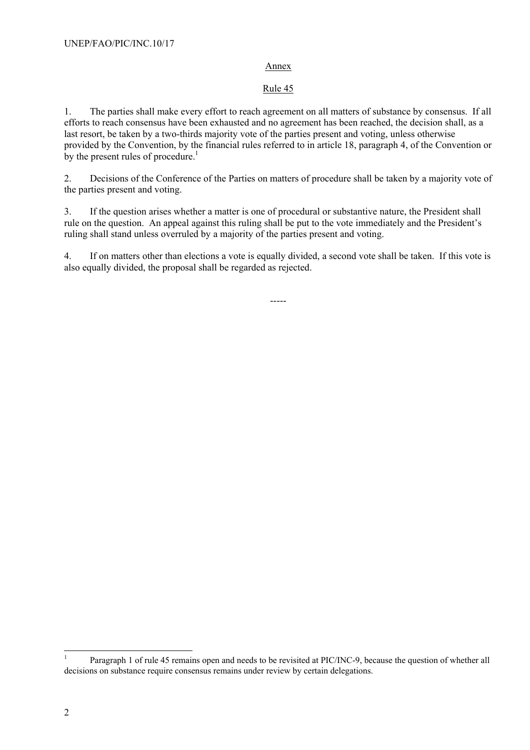Annex

Rule 45

1. The parties shall make every effort to reach agreement on all matters of substance by consensus. If all efforts to reach consensus have been exhausted and no agreement has been reached, the decision shall, as a last resort, be taken by a two-thirds majority vote of the parties present and voting, unless otherwise provided by the Convention, by the financial rules referred to in article 18, paragraph 4, of the Convention or by the present rules of procedure.[1]

2. Decisions of the Conference of the Parties on matters of procedure shall be taken by a majority vote of the parties present and voting.

3. If the question arises whether a matter is one of procedural or substantive nature, the President shall rule on the question. An appeal against this ruling shall be put to the vote immediately and the President's ruling shall stand unless overruled by a majority of the parties present and voting.

4. If on matters other than elections a vote is equally divided, a second vote shall be taken. If this vote is also equally divided, the proposal shall be regarded as rejected.

-----

[1] Paragraph 1 of rule 45 remains open and needs to be revisited at PIC/INC-9, because the question of whether all decisions on substance require consensus remains under review by certain delegations.